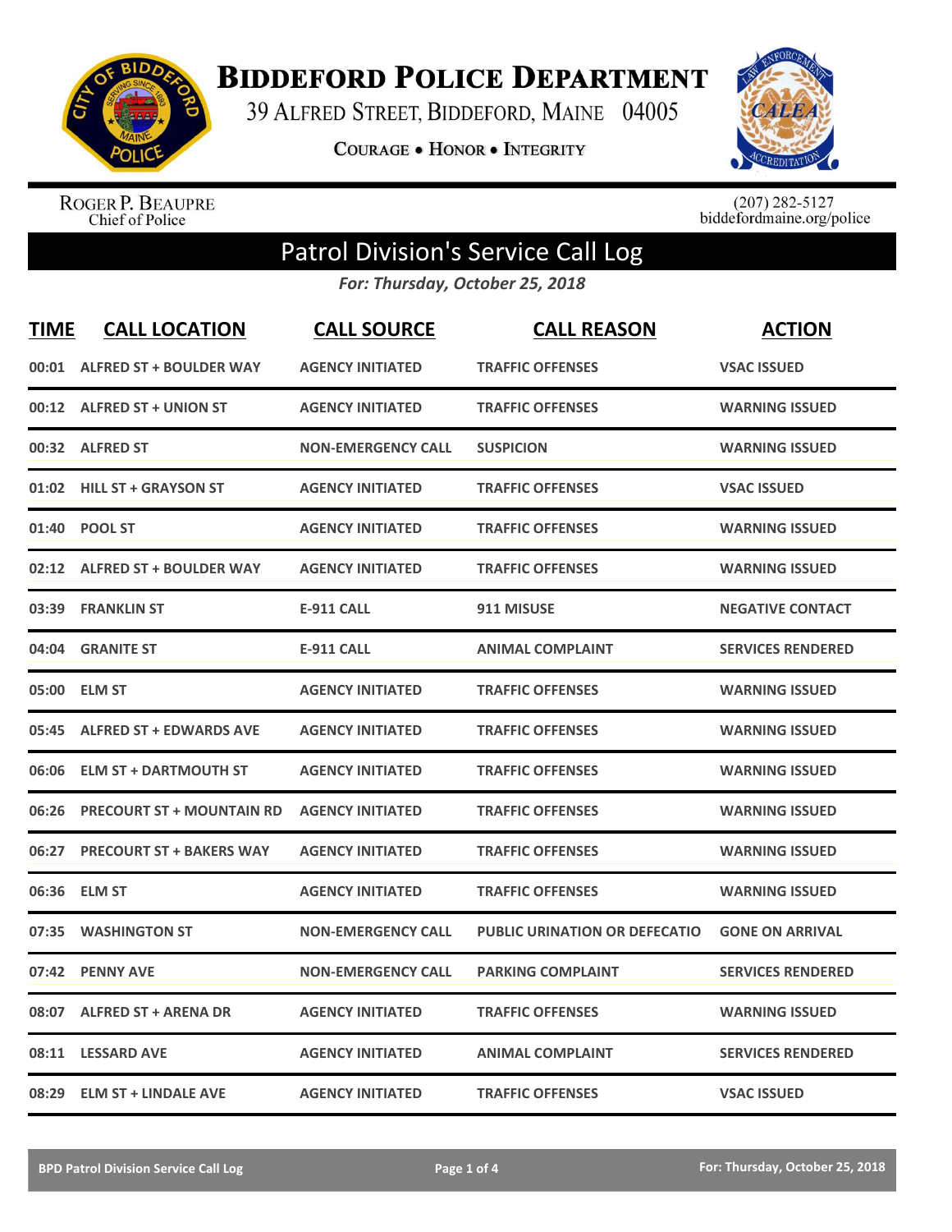# Biddeford Police Department

39 Alfred Street, Biddeford, Maine 04005

Courage • Honor • Integrity

Roger P. Beaupre
Chief of Police

(207) 282-5127
biddefordmaine.org/police

## Patrol Division's Service Call Log

*For: Thursday, October 25, 2018*

| TIME | CALL LOCATION | CALL SOURCE | CALL REASON | ACTION |
|---|---|---|---|---|
| 00:01 | ALFRED ST + BOULDER WAY | AGENCY INITIATED | TRAFFIC OFFENSES | VSAC ISSUED |
| 00:12 | ALFRED ST + UNION ST | AGENCY INITIATED | TRAFFIC OFFENSES | WARNING ISSUED |
| 00:32 | ALFRED ST | NON-EMERGENCY CALL | SUSPICION | WARNING ISSUED |
| 01:02 | HILL ST + GRAYSON ST | AGENCY INITIATED | TRAFFIC OFFENSES | VSAC ISSUED |
| 01:40 | POOL ST | AGENCY INITIATED | TRAFFIC OFFENSES | WARNING ISSUED |
| 02:12 | ALFRED ST + BOULDER WAY | AGENCY INITIATED | TRAFFIC OFFENSES | WARNING ISSUED |
| 03:39 | FRANKLIN ST | E-911 CALL | 911 MISUSE | NEGATIVE CONTACT |
| 04:04 | GRANITE ST | E-911 CALL | ANIMAL COMPLAINT | SERVICES RENDERED |
| 05:00 | ELM ST | AGENCY INITIATED | TRAFFIC OFFENSES | WARNING ISSUED |
| 05:45 | ALFRED ST + EDWARDS AVE | AGENCY INITIATED | TRAFFIC OFFENSES | WARNING ISSUED |
| 06:06 | ELM ST + DARTMOUTH ST | AGENCY INITIATED | TRAFFIC OFFENSES | WARNING ISSUED |
| 06:26 | PRECOURT ST + MOUNTAIN RD | AGENCY INITIATED | TRAFFIC OFFENSES | WARNING ISSUED |
| 06:27 | PRECOURT ST + BAKERS WAY | AGENCY INITIATED | TRAFFIC OFFENSES | WARNING ISSUED |
| 06:36 | ELM ST | AGENCY INITIATED | TRAFFIC OFFENSES | WARNING ISSUED |
| 07:35 | WASHINGTON ST | NON-EMERGENCY CALL | PUBLIC URINATION OR DEFECATIO | GONE ON ARRIVAL |
| 07:42 | PENNY AVE | NON-EMERGENCY CALL | PARKING COMPLAINT | SERVICES RENDERED |
| 08:07 | ALFRED ST + ARENA DR | AGENCY INITIATED | TRAFFIC OFFENSES | WARNING ISSUED |
| 08:11 | LESSARD AVE | AGENCY INITIATED | ANIMAL COMPLAINT | SERVICES RENDERED |
| 08:29 | ELM ST + LINDALE AVE | AGENCY INITIATED | TRAFFIC OFFENSES | VSAC ISSUED |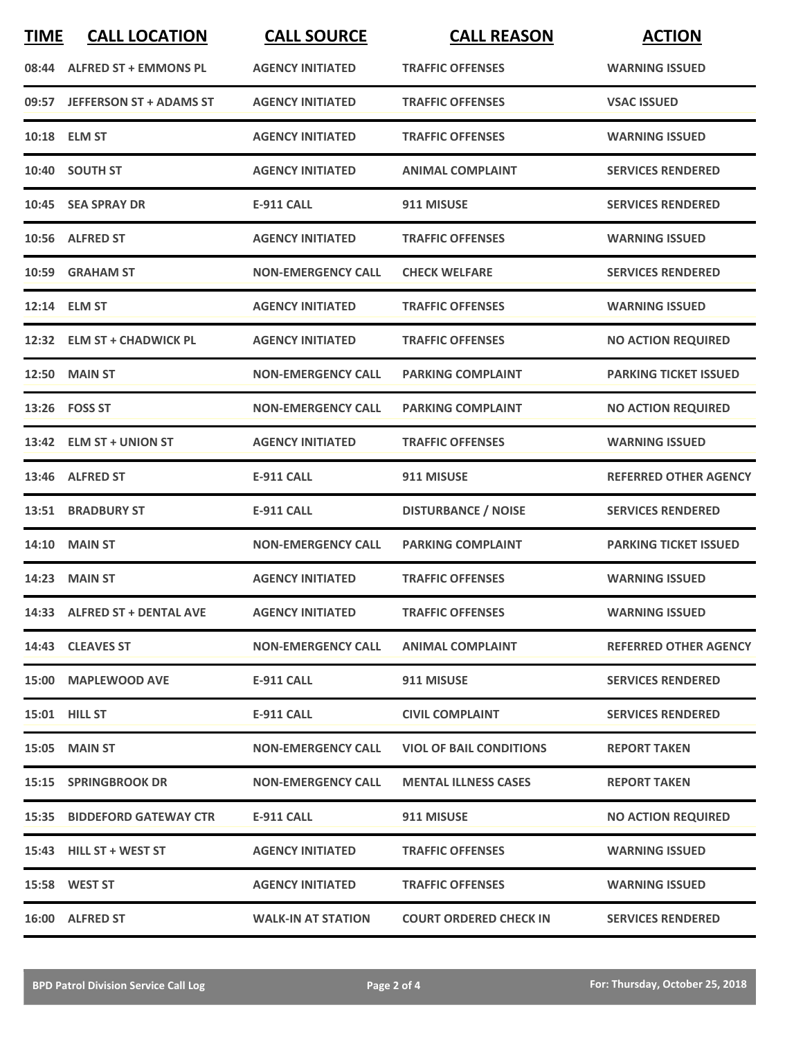| TIME | CALL LOCATION | CALL SOURCE | CALL REASON | ACTION |
|---|---|---|---|---|
| 08:44 | ALFRED ST + EMMONS PL | AGENCY INITIATED | TRAFFIC OFFENSES | WARNING ISSUED |
| 09:57 | JEFFERSON ST + ADAMS ST | AGENCY INITIATED | TRAFFIC OFFENSES | VSAC ISSUED |
| 10:18 | ELM ST | AGENCY INITIATED | TRAFFIC OFFENSES | WARNING ISSUED |
| 10:40 | SOUTH ST | AGENCY INITIATED | ANIMAL COMPLAINT | SERVICES RENDERED |
| 10:45 | SEA SPRAY DR | E-911 CALL | 911 MISUSE | SERVICES RENDERED |
| 10:56 | ALFRED ST | AGENCY INITIATED | TRAFFIC OFFENSES | WARNING ISSUED |
| 10:59 | GRAHAM ST | NON-EMERGENCY CALL | CHECK WELFARE | SERVICES RENDERED |
| 12:14 | ELM ST | AGENCY INITIATED | TRAFFIC OFFENSES | WARNING ISSUED |
| 12:32 | ELM ST + CHADWICK PL | AGENCY INITIATED | TRAFFIC OFFENSES | NO ACTION REQUIRED |
| 12:50 | MAIN ST | NON-EMERGENCY CALL | PARKING COMPLAINT | PARKING TICKET ISSUED |
| 13:26 | FOSS ST | NON-EMERGENCY CALL | PARKING COMPLAINT | NO ACTION REQUIRED |
| 13:42 | ELM ST + UNION ST | AGENCY INITIATED | TRAFFIC OFFENSES | WARNING ISSUED |
| 13:46 | ALFRED ST | E-911 CALL | 911 MISUSE | REFERRED OTHER AGENCY |
| 13:51 | BRADBURY ST | E-911 CALL | DISTURBANCE / NOISE | SERVICES RENDERED |
| 14:10 | MAIN ST | NON-EMERGENCY CALL | PARKING COMPLAINT | PARKING TICKET ISSUED |
| 14:23 | MAIN ST | AGENCY INITIATED | TRAFFIC OFFENSES | WARNING ISSUED |
| 14:33 | ALFRED ST + DENTAL AVE | AGENCY INITIATED | TRAFFIC OFFENSES | WARNING ISSUED |
| 14:43 | CLEAVES ST | NON-EMERGENCY CALL | ANIMAL COMPLAINT | REFERRED OTHER AGENCY |
| 15:00 | MAPLEWOOD AVE | E-911 CALL | 911 MISUSE | SERVICES RENDERED |
| 15:01 | HILL ST | E-911 CALL | CIVIL COMPLAINT | SERVICES RENDERED |
| 15:05 | MAIN ST | NON-EMERGENCY CALL | VIOL OF BAIL CONDITIONS | REPORT TAKEN |
| 15:15 | SPRINGBROOK DR | NON-EMERGENCY CALL | MENTAL ILLNESS CASES | REPORT TAKEN |
| 15:35 | BIDDEFORD GATEWAY CTR | E-911 CALL | 911 MISUSE | NO ACTION REQUIRED |
| 15:43 | HILL ST + WEST ST | AGENCY INITIATED | TRAFFIC OFFENSES | WARNING ISSUED |
| 15:58 | WEST ST | AGENCY INITIATED | TRAFFIC OFFENSES | WARNING ISSUED |
| 16:00 | ALFRED ST | WALK-IN AT STATION | COURT ORDERED CHECK IN | SERVICES RENDERED |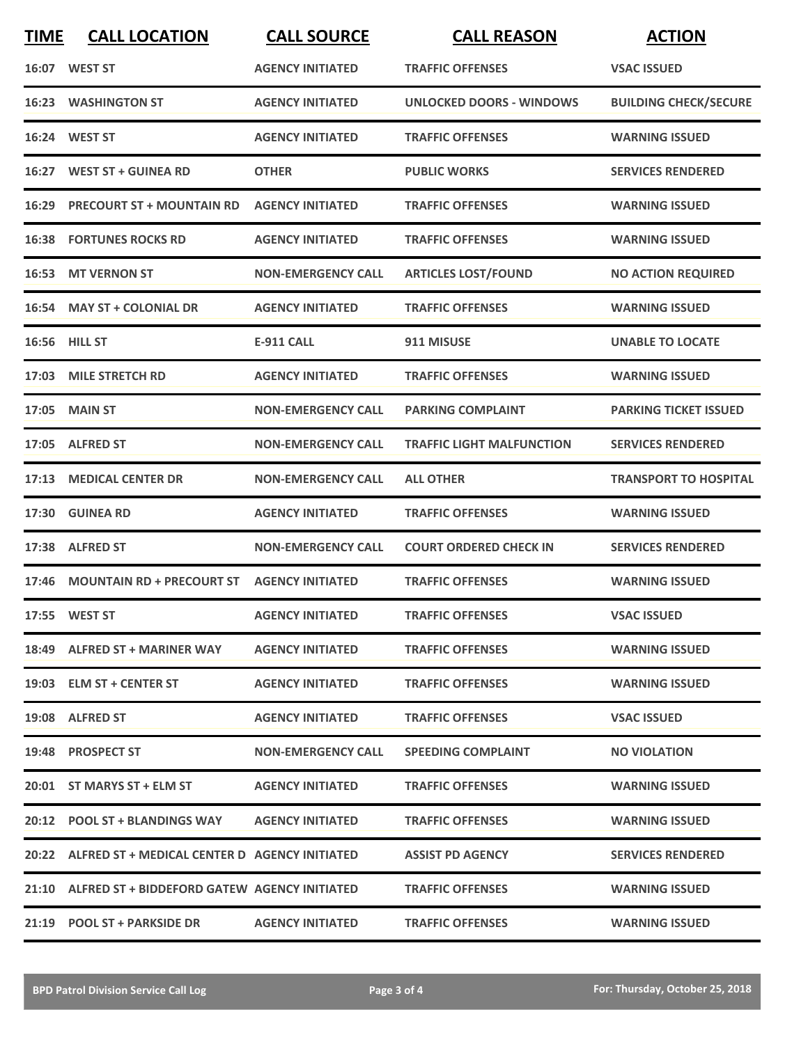| TIME | CALL LOCATION | CALL SOURCE | CALL REASON | ACTION |
|---|---|---|---|---|
| 16:07 | WEST ST | AGENCY INITIATED | TRAFFIC OFFENSES | VSAC ISSUED |
| 16:23 | WASHINGTON ST | AGENCY INITIATED | UNLOCKED DOORS - WINDOWS | BUILDING CHECK/SECURE |
| 16:24 | WEST ST | AGENCY INITIATED | TRAFFIC OFFENSES | WARNING ISSUED |
| 16:27 | WEST ST + GUINEA RD | OTHER | PUBLIC WORKS | SERVICES RENDERED |
| 16:29 | PRECOURT ST + MOUNTAIN RD | AGENCY INITIATED | TRAFFIC OFFENSES | WARNING ISSUED |
| 16:38 | FORTUNES ROCKS RD | AGENCY INITIATED | TRAFFIC OFFENSES | WARNING ISSUED |
| 16:53 | MT VERNON ST | NON-EMERGENCY CALL | ARTICLES LOST/FOUND | NO ACTION REQUIRED |
| 16:54 | MAY ST + COLONIAL DR | AGENCY INITIATED | TRAFFIC OFFENSES | WARNING ISSUED |
| 16:56 | HILL ST | E-911 CALL | 911 MISUSE | UNABLE TO LOCATE |
| 17:03 | MILE STRETCH RD | AGENCY INITIATED | TRAFFIC OFFENSES | WARNING ISSUED |
| 17:05 | MAIN ST | NON-EMERGENCY CALL | PARKING COMPLAINT | PARKING TICKET ISSUED |
| 17:05 | ALFRED ST | NON-EMERGENCY CALL | TRAFFIC LIGHT MALFUNCTION | SERVICES RENDERED |
| 17:13 | MEDICAL CENTER DR | NON-EMERGENCY CALL | ALL OTHER | TRANSPORT TO HOSPITAL |
| 17:30 | GUINEA RD | AGENCY INITIATED | TRAFFIC OFFENSES | WARNING ISSUED |
| 17:38 | ALFRED ST | NON-EMERGENCY CALL | COURT ORDERED CHECK IN | SERVICES RENDERED |
| 17:46 | MOUNTAIN RD + PRECOURT ST | AGENCY INITIATED | TRAFFIC OFFENSES | WARNING ISSUED |
| 17:55 | WEST ST | AGENCY INITIATED | TRAFFIC OFFENSES | VSAC ISSUED |
| 18:49 | ALFRED ST + MARINER WAY | AGENCY INITIATED | TRAFFIC OFFENSES | WARNING ISSUED |
| 19:03 | ELM ST + CENTER ST | AGENCY INITIATED | TRAFFIC OFFENSES | WARNING ISSUED |
| 19:08 | ALFRED ST | AGENCY INITIATED | TRAFFIC OFFENSES | VSAC ISSUED |
| 19:48 | PROSPECT ST | NON-EMERGENCY CALL | SPEEDING COMPLAINT | NO VIOLATION |
| 20:01 | ST MARYS ST + ELM ST | AGENCY INITIATED | TRAFFIC OFFENSES | WARNING ISSUED |
| 20:12 | POOL ST + BLANDINGS WAY | AGENCY INITIATED | TRAFFIC OFFENSES | WARNING ISSUED |
| 20:22 | ALFRED ST + MEDICAL CENTER D | AGENCY INITIATED | ASSIST PD AGENCY | SERVICES RENDERED |
| 21:10 | ALFRED ST + BIDDEFORD GATEW | AGENCY INITIATED | TRAFFIC OFFENSES | WARNING ISSUED |
| 21:19 | POOL ST + PARKSIDE DR | AGENCY INITIATED | TRAFFIC OFFENSES | WARNING ISSUED |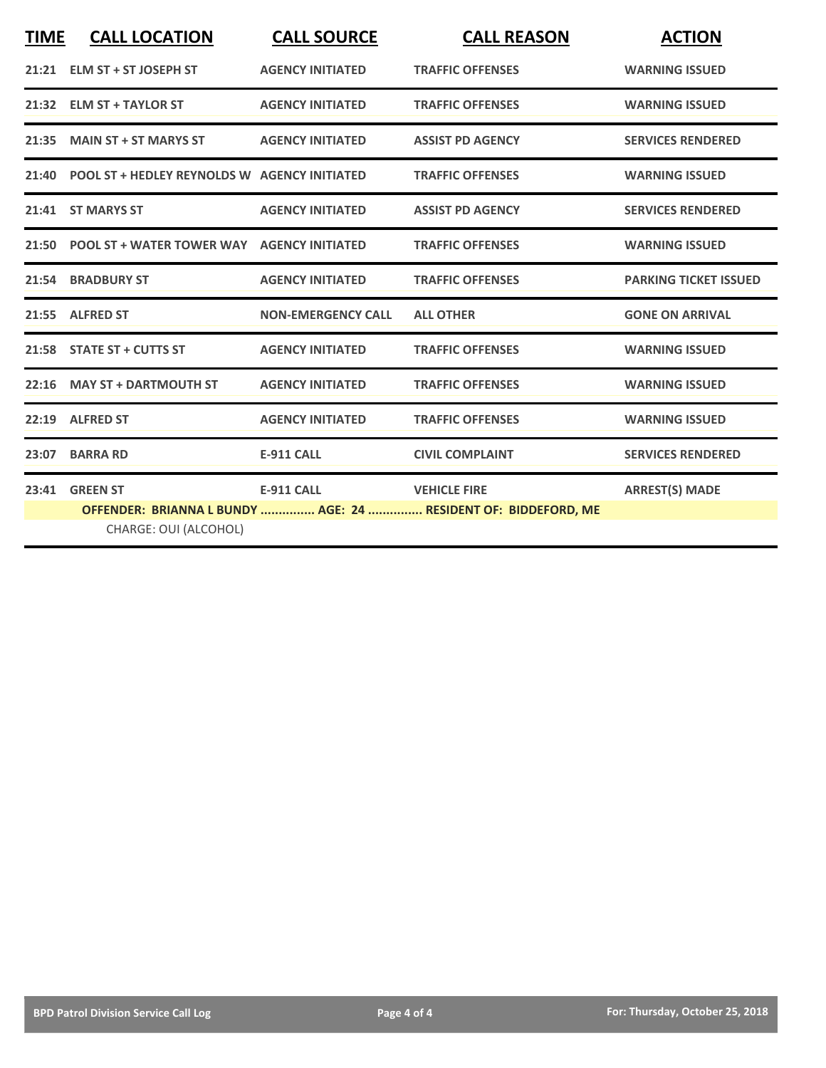| TIME | CALL LOCATION | CALL SOURCE | CALL REASON | ACTION |
|---|---|---|---|---|
| 21:21 | ELM ST + ST JOSEPH ST | AGENCY INITIATED | TRAFFIC OFFENSES | WARNING ISSUED |
| 21:32 | ELM ST + TAYLOR ST | AGENCY INITIATED | TRAFFIC OFFENSES | WARNING ISSUED |
| 21:35 | MAIN ST + ST MARYS ST | AGENCY INITIATED | ASSIST PD AGENCY | SERVICES RENDERED |
| 21:40 | POOL ST + HEDLEY REYNOLDS W | AGENCY INITIATED | TRAFFIC OFFENSES | WARNING ISSUED |
| 21:41 | ST MARYS ST | AGENCY INITIATED | ASSIST PD AGENCY | SERVICES RENDERED |
| 21:50 | POOL ST + WATER TOWER WAY | AGENCY INITIATED | TRAFFIC OFFENSES | WARNING ISSUED |
| 21:54 | BRADBURY ST | AGENCY INITIATED | TRAFFIC OFFENSES | PARKING TICKET ISSUED |
| 21:55 | ALFRED ST | NON-EMERGENCY CALL | ALL OTHER | GONE ON ARRIVAL |
| 21:58 | STATE ST + CUTTS ST | AGENCY INITIATED | TRAFFIC OFFENSES | WARNING ISSUED |
| 22:16 | MAY ST + DARTMOUTH ST | AGENCY INITIATED | TRAFFIC OFFENSES | WARNING ISSUED |
| 22:19 | ALFRED ST | AGENCY INITIATED | TRAFFIC OFFENSES | WARNING ISSUED |
| 23:07 | BARRA RD | E-911 CALL | CIVIL COMPLAINT | SERVICES RENDERED |
| 23:41 | GREEN ST | E-911 CALL | VEHICLE FIRE | ARREST(S) MADE |
| | OFFENDER: BRIANNA L BUNDY ............... AGE: 24 ............... RESIDENT OF: BIDDEFORD, ME | | | |
| | CHARGE: OUI (ALCOHOL) | | | |